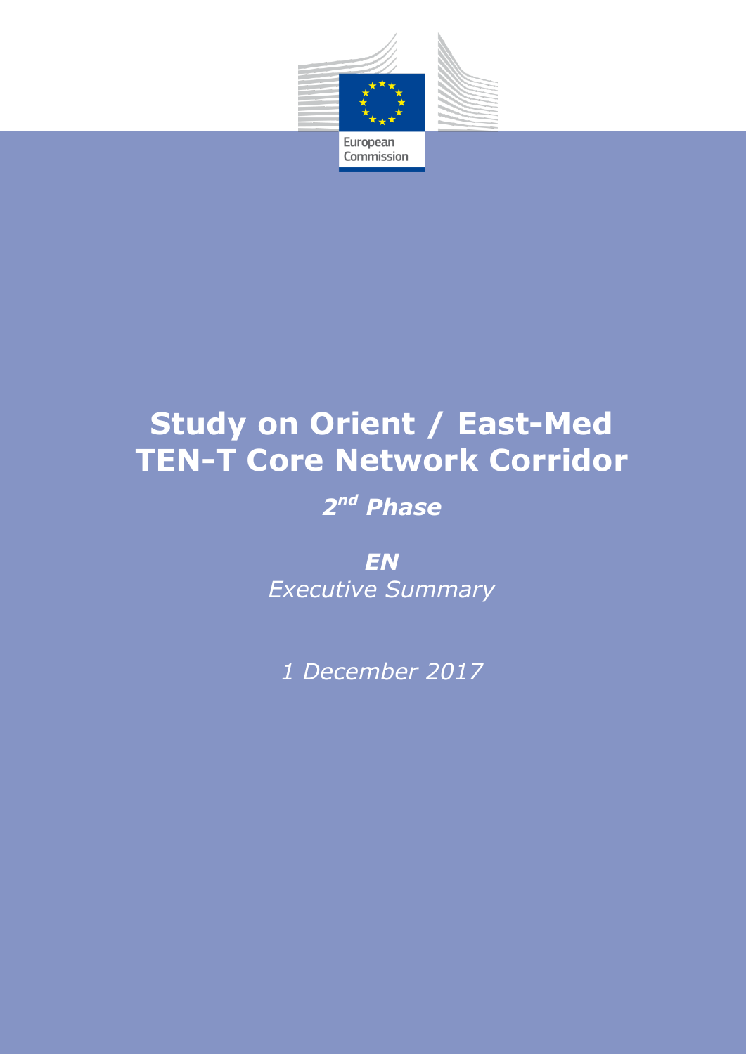European Commission

# Study on Orient / East-Med TEN-T Core Network Corridor

***$2^{nd}$ Phase***

***EN***

*Executive Summary*

*1 December 2017*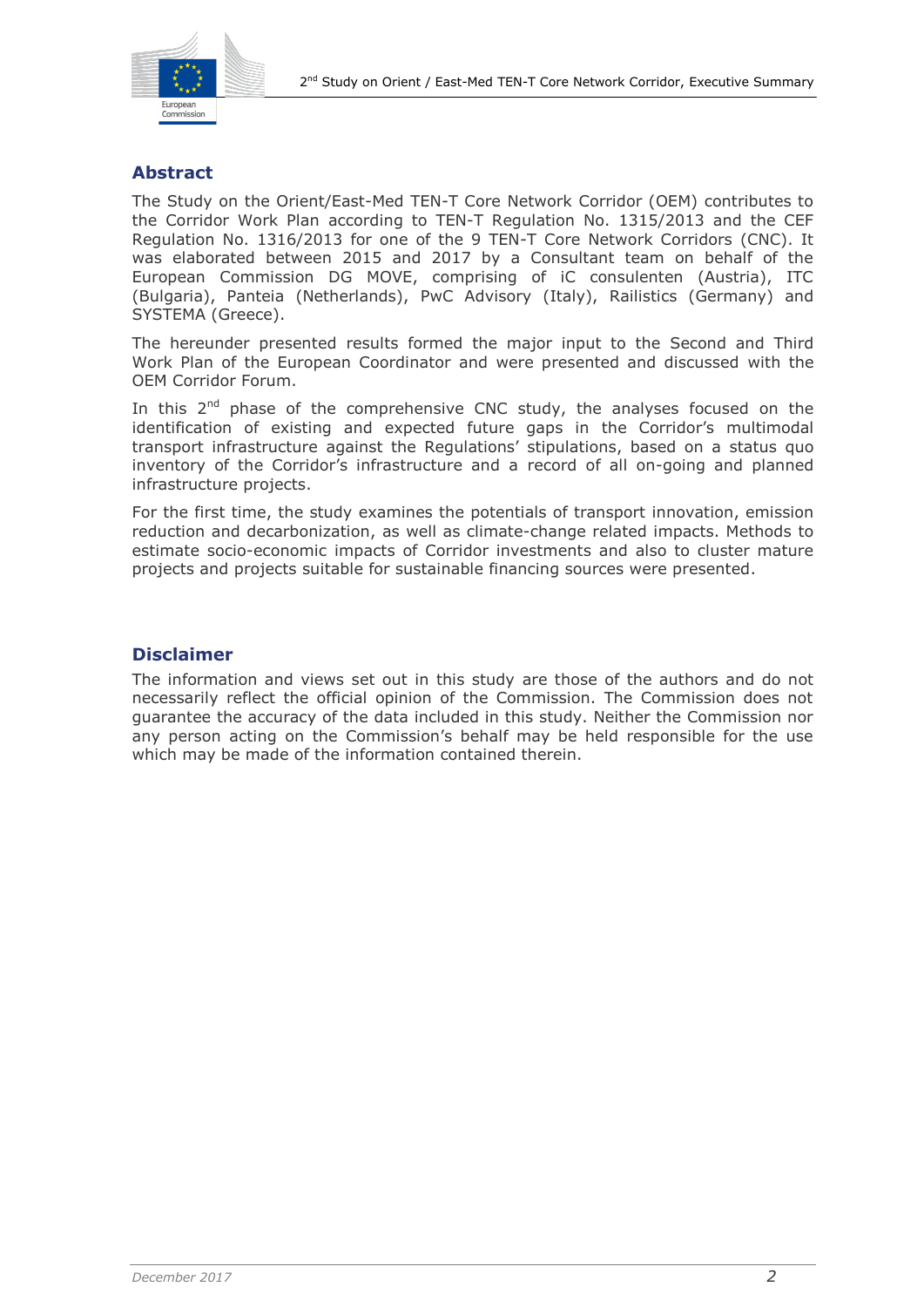## Abstract

The Study on the Orient/East-Med TEN-T Core Network Corridor (OEM) contributes to the Corridor Work Plan according to TEN-T Regulation No. 1315/2013 and the CEF Regulation No. 1316/2013 for one of the 9 TEN-T Core Network Corridors (CNC). It was elaborated between 2015 and 2017 by a Consultant team on behalf of the European Commission DG MOVE, comprising of iC consulenten (Austria), ITC (Bulgaria), Panteia (Netherlands), PwC Advisory (Italy), Railistics (Germany) and SYSTEMA (Greece).

The hereunder presented results formed the major input to the Second and Third Work Plan of the European Coordinator and were presented and discussed with the OEM Corridor Forum.

In this 2nd phase of the comprehensive CNC study, the analyses focused on the identification of existing and expected future gaps in the Corridor's multimodal transport infrastructure against the Regulations' stipulations, based on a status quo inventory of the Corridor's infrastructure and a record of all on-going and planned infrastructure projects.

For the first time, the study examines the potentials of transport innovation, emission reduction and decarbonization, as well as climate-change related impacts. Methods to estimate socio-economic impacts of Corridor investments and also to cluster mature projects and projects suitable for sustainable financing sources were presented.

## Disclaimer

The information and views set out in this study are those of the authors and do not necessarily reflect the official opinion of the Commission. The Commission does not guarantee the accuracy of the data included in this study. Neither the Commission nor any person acting on the Commission's behalf may be held responsible for the use which may be made of the information contained therein.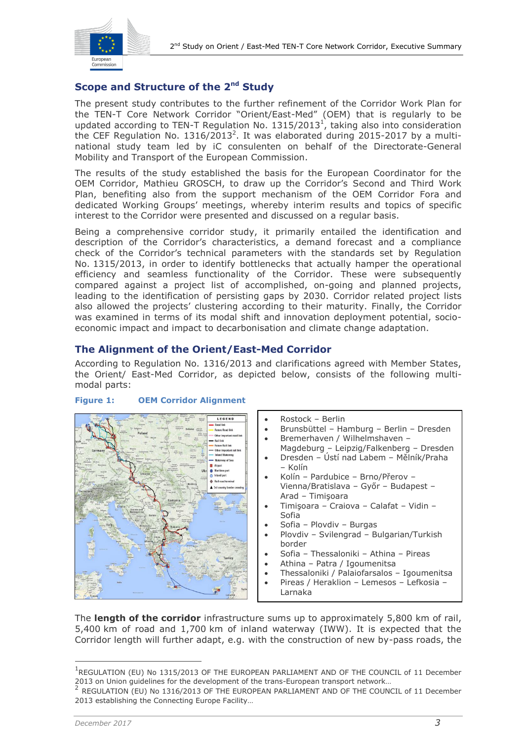## Scope and Structure of the 2nd Study

The present study contributes to the further refinement of the Corridor Work Plan for the TEN-T Core Network Corridor "Orient/East-Med" (OEM) that is regularly to be updated according to TEN-T Regulation No. 1315/2013[1], taking also into consideration the CEF Regulation No. 1316/2013[2]. It was elaborated during 2015-2017 by a multi-national study team led by iC consulenten on behalf of the Directorate-General Mobility and Transport of the European Commission.

The results of the study established the basis for the European Coordinator for the OEM Corridor, Mathieu GROSCH, to draw up the Corridor's Second and Third Work Plan, benefiting also from the support mechanism of the OEM Corridor Fora and dedicated Working Groups' meetings, whereby interim results and topics of specific interest to the Corridor were presented and discussed on a regular basis.

Being a comprehensive corridor study, it primarily entailed the identification and description of the Corridor's characteristics, a demand forecast and a compliance check of the Corridor's technical parameters with the standards set by Regulation No. 1315/2013, in order to identify bottlenecks that actually hamper the operational efficiency and seamless functionality of the Corridor. These were subsequently compared against a project list of accomplished, on-going and planned projects, leading to the identification of persisting gaps by 2030. Corridor related project lists also allowed the projects' clustering according to their maturity. Finally, the Corridor was examined in terms of its modal shift and innovation deployment potential, socio-economic impact and impact to decarbonisation and climate change adaptation.

## The Alignment of the Orient/East-Med Corridor

According to Regulation No. 1316/2013 and clarifications agreed with Member States, the Orient/ East-Med Corridor, as depicted below, consists of the following multi-modal parts:

**Figure 1: OEM Corridor Alignment**

- Rostock – Berlin
- Brunsbüttel – Hamburg – Berlin – Dresden
- Bremerhaven / Wilhelmshaven – Magdeburg – Leipzig/Falkenberg – Dresden
- Dresden – Ústí nad Labem – Mělník/Praha – Kolín
- Kolín – Pardubice – Brno/Přerov – Vienna/Bratislava – Győr – Budapest – Arad – Timişoara
- Timişoara – Craiova – Calafat – Vidin – Sofia
- Sofia – Plovdiv – Burgas
- Plovdiv – Svilengrad – Bulgarian/Turkish border
- Sofia – Thessaloniki – Athina – Pireas
- Athina – Patra / Igoumenitsa
- Thessaloniki / Palaiofarsalos – Igoumenitsa
- Pireas / Heraklion – Lemesos – Lefkosia – Larnaka

The **length of the corridor** infrastructure sums up to approximately 5,800 km of rail, 5,400 km of road and 1,700 km of inland waterway (IWW). It is expected that the Corridor length will further adapt, e.g. with the construction of new by-pass roads, the

---

[1] REGULATION (EU) No 1315/2013 OF THE EUROPEAN PARLIAMENT AND OF THE COUNCIL of 11 December 2013 on Union guidelines for the development of the trans-European transport network…

[2] REGULATION (EU) No 1316/2013 OF THE EUROPEAN PARLIAMENT AND OF THE COUNCIL of 11 December 2013 establishing the Connecting Europe Facility…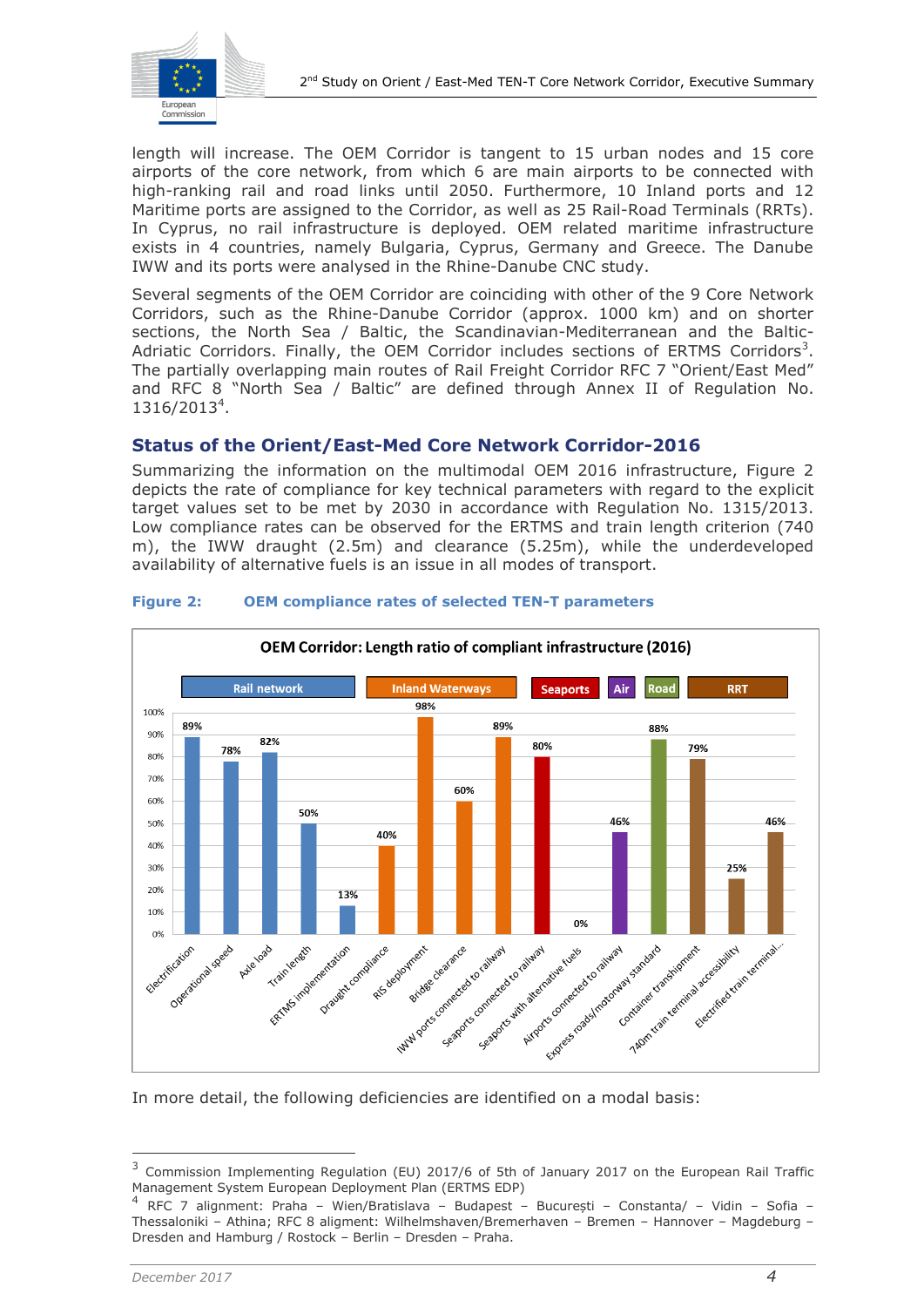length will increase. The OEM Corridor is tangent to 15 urban nodes and 15 core airports of the core network, from which 6 are main airports to be connected with high-ranking rail and road links until 2050. Furthermore, 10 Inland ports and 12 Maritime ports are assigned to the Corridor, as well as 25 Rail-Road Terminals (RRTs). In Cyprus, no rail infrastructure is deployed. OEM related maritime infrastructure exists in 4 countries, namely Bulgaria, Cyprus, Germany and Greece. The Danube IWW and its ports were analysed in the Rhine-Danube CNC study.

Several segments of the OEM Corridor are coinciding with other of the 9 Core Network Corridors, such as the Rhine-Danube Corridor (approx. 1000 km) and on shorter sections, the North Sea / Baltic, the Scandinavian-Mediterranean and the Baltic-Adriatic Corridors. Finally, the OEM Corridor includes sections of ERTMS Corridors[3]. The partially overlapping main routes of Rail Freight Corridor RFC 7 "Orient/East Med" and RFC 8 "North Sea / Baltic" are defined through Annex II of Regulation No. 1316/2013[4].

## Status of the Orient/East-Med Core Network Corridor-2016

Summarizing the information on the multimodal OEM 2016 infrastructure, Figure 2 depicts the rate of compliance for key technical parameters with regard to the explicit target values set to be met by 2030 in accordance with Regulation No. 1315/2013. Low compliance rates can be observed for the ERTMS and train length criterion (740 m), the IWW draught (2.5m) and clearance (5.25m), while the underdeveloped availability of alternative fuels is an issue in all modes of transport.

**Figure 2: OEM compliance rates of selected TEN-T parameters**

**OEM Corridor: Length ratio of compliant infrastructure (2016)**

| Mode | Parameter | Compliance |
|---|---|---|
| Rail network | Electrification | 89% |
| Rail network | Operational speed | 78% |
| Rail network | Axle load | 82% |
| Rail network | Train length | 50% |
| Rail network | ERTMS implementation | 13% |
| Inland Waterways | Draught compliance | 40% |
| Inland Waterways | RIS deployment | 98% |
| Inland Waterways | Bridge clearance | 60% |
| Inland Waterways | IWW ports connected to railway | 89% |
| Seaports | Seaports connected to railway | 80% |
| Seaports | Seaports with alternative fuels | 0% |
| Air | Airports connected to railway | 46% |
| Road | Express roads/motorway standard | 88% |
| RRT | Container transhipment | 79% |
| RRT | 740m train terminal accessibility | 25% |
| RRT | Electrified train terminal... | 46% |

In more detail, the following deficiencies are identified on a modal basis:

---

[3] Commission Implementing Regulation (EU) 2017/6 of 5th of January 2017 on the European Rail Traffic Management System European Deployment Plan (ERTMS EDP)

[4] RFC 7 alignment: Praha – Wien/Bratislava – Budapest – București – Constanta/ – Vidin – Sofia – Thessaloniki – Athina; RFC 8 aligment: Wilhelmshaven/Bremerhaven – Bremen – Hannover – Magdeburg – Dresden and Hamburg / Rostock – Berlin – Dresden – Praha.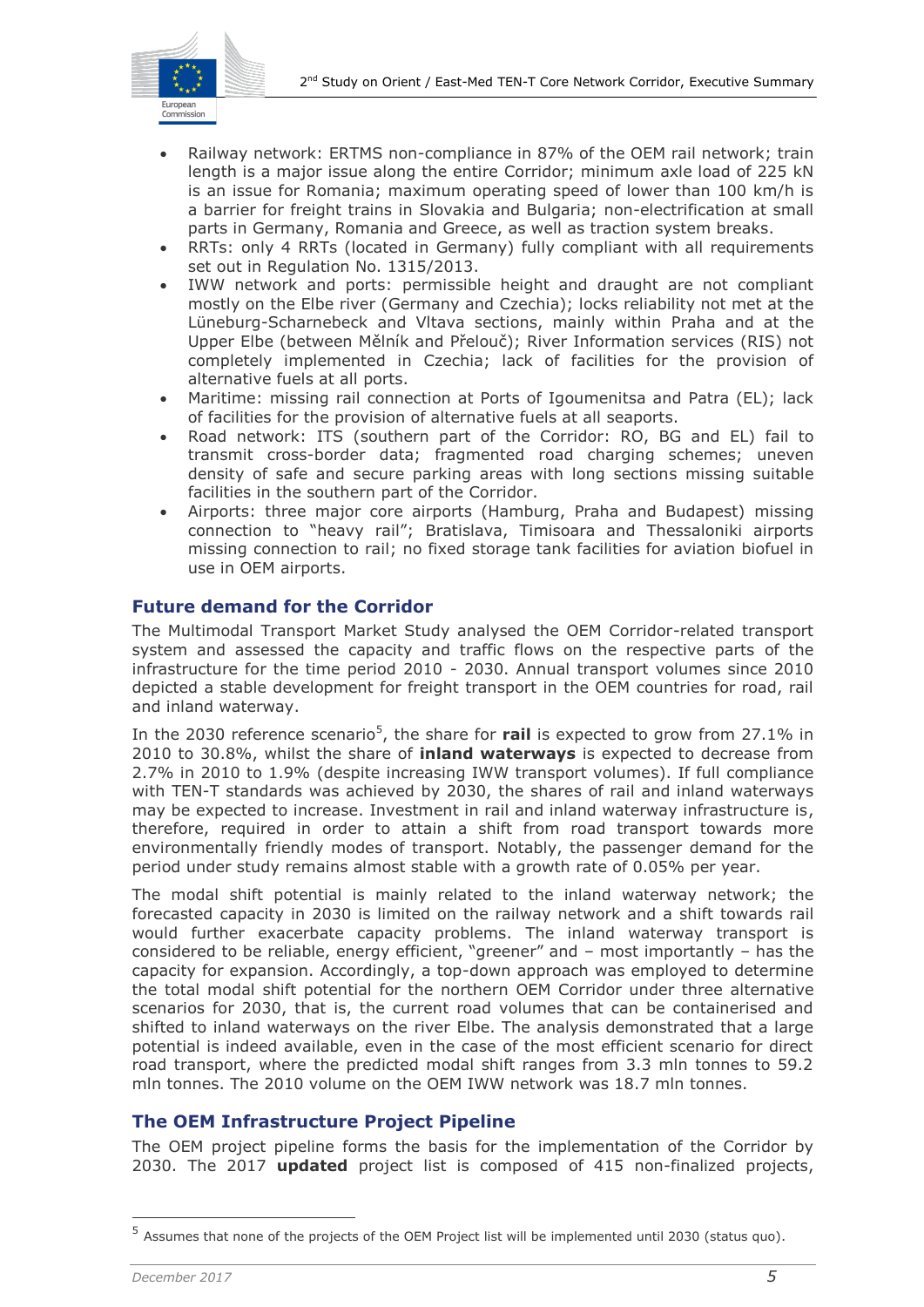- Railway network: ERTMS non-compliance in 87% of the OEM rail network; train length is a major issue along the entire Corridor; minimum axle load of 225 kN is an issue for Romania; maximum operating speed of lower than 100 km/h is a barrier for freight trains in Slovakia and Bulgaria; non-electrification at small parts in Germany, Romania and Greece, as well as traction system breaks.
- RRTs: only 4 RRTs (located in Germany) fully compliant with all requirements set out in Regulation No. 1315/2013.
- IWW network and ports: permissible height and draught are not compliant mostly on the Elbe river (Germany and Czechia); locks reliability not met at the Lüneburg-Scharnebeck and Vltava sections, mainly within Praha and at the Upper Elbe (between Mělník and Přelouč); River Information services (RIS) not completely implemented in Czechia; lack of facilities for the provision of alternative fuels at all ports.
- Maritime: missing rail connection at Ports of Igoumenitsa and Patra (EL); lack of facilities for the provision of alternative fuels at all seaports.
- Road network: ITS (southern part of the Corridor: RO, BG and EL) fail to transmit cross-border data; fragmented road charging schemes; uneven density of safe and secure parking areas with long sections missing suitable facilities in the southern part of the Corridor.
- Airports: three major core airports (Hamburg, Praha and Budapest) missing connection to "heavy rail"; Bratislava, Timisoara and Thessaloniki airports missing connection to rail; no fixed storage tank facilities for aviation biofuel in use in OEM airports.

## Future demand for the Corridor

The Multimodal Transport Market Study analysed the OEM Corridor-related transport system and assessed the capacity and traffic flows on the respective parts of the infrastructure for the time period 2010 - 2030. Annual transport volumes since 2010 depicted a stable development for freight transport in the OEM countries for road, rail and inland waterway.

In the 2030 reference scenario[5], the share for **rail** is expected to grow from 27.1% in 2010 to 30.8%, whilst the share of **inland waterways** is expected to decrease from 2.7% in 2010 to 1.9% (despite increasing IWW transport volumes). If full compliance with TEN-T standards was achieved by 2030, the shares of rail and inland waterways may be expected to increase. Investment in rail and inland waterway infrastructure is, therefore, required in order to attain a shift from road transport towards more environmentally friendly modes of transport. Notably, the passenger demand for the period under study remains almost stable with a growth rate of 0.05% per year.

The modal shift potential is mainly related to the inland waterway network; the forecasted capacity in 2030 is limited on the railway network and a shift towards rail would further exacerbate capacity problems. The inland waterway transport is considered to be reliable, energy efficient, "greener" and – most importantly – has the capacity for expansion. Accordingly, a top-down approach was employed to determine the total modal shift potential for the northern OEM Corridor under three alternative scenarios for 2030, that is, the current road volumes that can be containerised and shifted to inland waterways on the river Elbe. The analysis demonstrated that a large potential is indeed available, even in the case of the most efficient scenario for direct road transport, where the predicted modal shift ranges from 3.3 mln tonnes to 59.2 mln tonnes. The 2010 volume on the OEM IWW network was 18.7 mln tonnes.

## The OEM Infrastructure Project Pipeline

The OEM project pipeline forms the basis for the implementation of the Corridor by 2030. The 2017 **updated** project list is composed of 415 non-finalized projects,

---

[5] Assumes that none of the projects of the OEM Project list will be implemented until 2030 (status quo).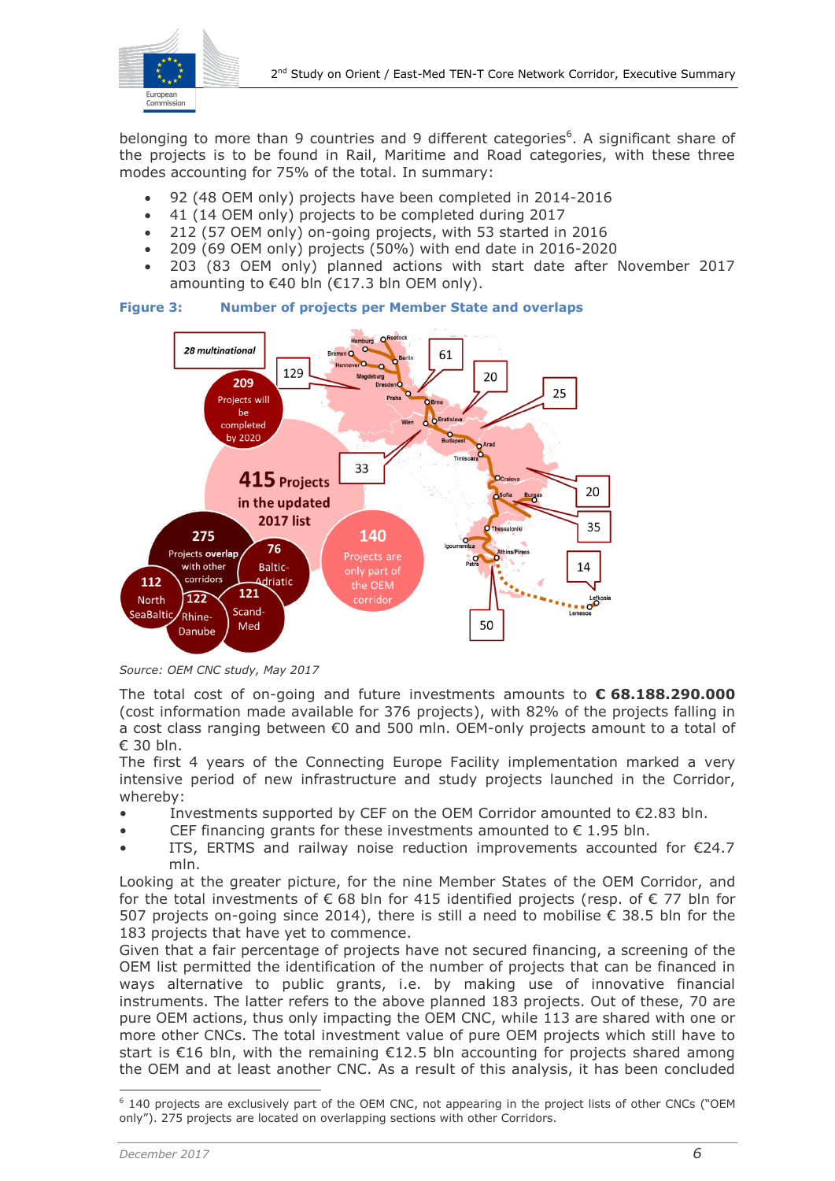belonging to more than 9 countries and 9 different categories[6]. A significant share of the projects is to be found in Rail, Maritime and Road categories, with these three modes accounting for 75% of the total. In summary:

- 92 (48 OEM only) projects have been completed in 2014-2016
- 41 (14 OEM only) projects to be completed during 2017
- 212 (57 OEM only) on-going projects, with 53 started in 2016
- 209 (69 OEM only) projects (50%) with end date in 2016-2020
- 203 (83 OEM only) planned actions with start date after November 2017 amounting to €40 bln (€17.3 bln OEM only).

**Figure 3: Number of projects per Member State and overlaps**

*Source: OEM CNC study, May 2017*

The total cost of on-going and future investments amounts to **€ 68.188.290.000** (cost information made available for 376 projects), with 82% of the projects falling in a cost class ranging between €0 and 500 mln. OEM-only projects amount to a total of € 30 bln.

The first 4 years of the Connecting Europe Facility implementation marked a very intensive period of new infrastructure and study projects launched in the Corridor, whereby:

- Investments supported by CEF on the OEM Corridor amounted to €2.83 bln.
- CEF financing grants for these investments amounted to € 1.95 bln.
- ITS, ERTMS and railway noise reduction improvements accounted for €24.7 mln.

Looking at the greater picture, for the nine Member States of the OEM Corridor, and for the total investments of € 68 bln for 415 identified projects (resp. of € 77 bln for 507 projects on-going since 2014), there is still a need to mobilise € 38.5 bln for the 183 projects that have yet to commence.

Given that a fair percentage of projects have not secured financing, a screening of the OEM list permitted the identification of the number of projects that can be financed in ways alternative to public grants, i.e. by making use of innovative financial instruments. The latter refers to the above planned 183 projects. Out of these, 70 are pure OEM actions, thus only impacting the OEM CNC, while 113 are shared with one or more other CNCs. The total investment value of pure OEM projects which still have to start is €16 bln, with the remaining €12.5 bln accounting for projects shared among the OEM and at least another CNC. As a result of this analysis, it has been concluded

[6] 140 projects are exclusively part of the OEM CNC, not appearing in the project lists of other CNCs ("OEM only"). 275 projects are located on overlapping sections with other Corridors.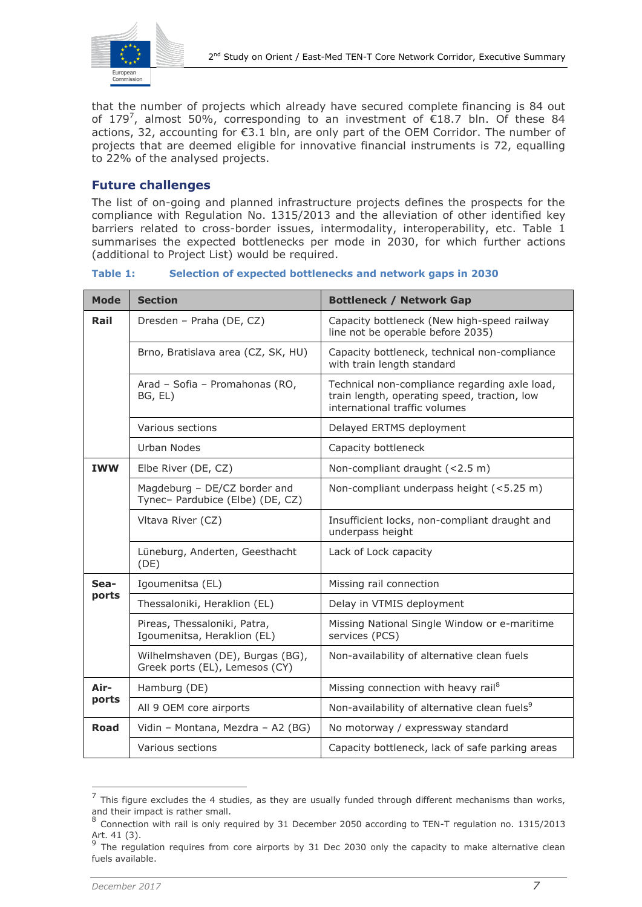that the number of projects which already have secured complete financing is 84 out of 179[7], almost 50%, corresponding to an investment of €18.7 bln. Of these 84 actions, 32, accounting for €3.1 bln, are only part of the OEM Corridor. The number of projects that are deemed eligible for innovative financial instruments is 72, equalling to 22% of the analysed projects.

## Future challenges

The list of on-going and planned infrastructure projects defines the prospects for the compliance with Regulation No. 1315/2013 and the alleviation of other identified key barriers related to cross-border issues, intermodality, interoperability, etc. Table 1 summarises the expected bottlenecks per mode in 2030, for which further actions (additional to Project List) would be required.

**Table 1: Selection of expected bottlenecks and network gaps in 2030**

| Mode | Section | Bottleneck / Network Gap |
|---|---|---|
| **Rail** | Dresden – Praha (DE, CZ) | Capacity bottleneck (New high-speed railway line not be operable before 2035) |
| | Brno, Bratislava area (CZ, SK, HU) | Capacity bottleneck, technical non-compliance with train length standard |
| | Arad – Sofia – Promahonas (RO, BG, EL) | Technical non-compliance regarding axle load, train length, operating speed, traction, low international traffic volumes |
| | Various sections | Delayed ERTMS deployment |
| | Urban Nodes | Capacity bottleneck |
| **IWW** | Elbe River (DE, CZ) | Non-compliant draught (<2.5 m) |
| | Magdeburg – DE/CZ border and Tynec– Pardubice (Elbe) (DE, CZ) | Non-compliant underpass height (<5.25 m) |
| | Vltava River (CZ) | Insufficient locks, non-compliant draught and underpass height |
| | Lüneburg, Anderten, Geesthacht (DE) | Lack of Lock capacity |
| **Sea-ports** | Igoumenitsa (EL) | Missing rail connection |
| | Thessaloniki, Heraklion (EL) | Delay in VTMIS deployment |
| | Pireas, Thessaloniki, Patra, Igoumenitsa, Heraklion (EL) | Missing National Single Window or e-maritime services (PCS) |
| | Wilhelmshaven (DE), Burgas (BG), Greek ports (EL), Lemesos (CY) | Non-availability of alternative clean fuels |
| **Air-ports** | Hamburg (DE) | Missing connection with heavy rail[8] |
| | All 9 OEM core airports | Non-availability of alternative clean fuels[9] |
| **Road** | Vidin – Montana, Mezdra – A2 (BG) | No motorway / expressway standard |
| | Various sections | Capacity bottleneck, lack of safe parking areas |

[7] This figure excludes the 4 studies, as they are usually funded through different mechanisms than works, and their impact is rather small.

[8] Connection with rail is only required by 31 December 2050 according to TEN-T regulation no. 1315/2013 Art. 41 (3).

[9] The regulation requires from core airports by 31 Dec 2030 only the capacity to make alternative clean fuels available.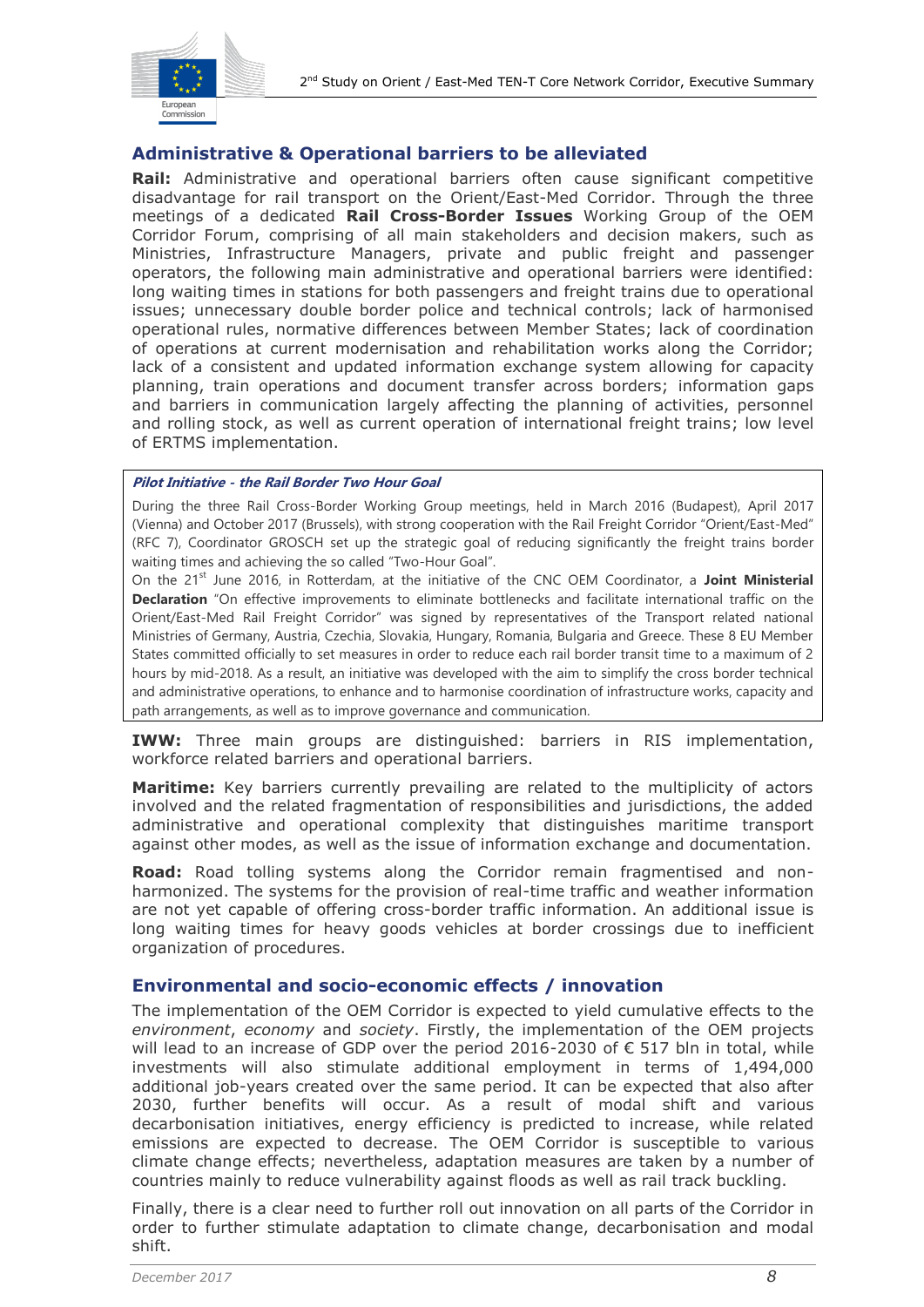## Administrative & Operational barriers to be alleviated

**Rail:** Administrative and operational barriers often cause significant competitive disadvantage for rail transport on the Orient/East-Med Corridor. Through the three meetings of a dedicated **Rail Cross-Border Issues** Working Group of the OEM Corridor Forum, comprising of all main stakeholders and decision makers, such as Ministries, Infrastructure Managers, private and public freight and passenger operators, the following main administrative and operational barriers were identified: long waiting times in stations for both passengers and freight trains due to operational issues; unnecessary double border police and technical controls; lack of harmonised operational rules, normative differences between Member States; lack of coordination of operations at current modernisation and rehabilitation works along the Corridor; lack of a consistent and updated information exchange system allowing for capacity planning, train operations and document transfer across borders; information gaps and barriers in communication largely affecting the planning of activities, personnel and rolling stock, as well as current operation of international freight trains; low level of ERTMS implementation.

> ***Pilot Initiative - the Rail Border Two Hour Goal***
>
> During the three Rail Cross-Border Working Group meetings, held in March 2016 (Budapest), April 2017 (Vienna) and October 2017 (Brussels), with strong cooperation with the Rail Freight Corridor "Orient/East-Med" (RFC 7), Coordinator GROSCH set up the strategic goal of reducing significantly the freight trains border waiting times and achieving the so called "Two-Hour Goal".
>
> On the 21st June 2016, in Rotterdam, at the initiative of the CNC OEM Coordinator, a **Joint Ministerial Declaration** "On effective improvements to eliminate bottlenecks and facilitate international traffic on the Orient/East-Med Rail Freight Corridor" was signed by representatives of the Transport related national Ministries of Germany, Austria, Czechia, Slovakia, Hungary, Romania, Bulgaria and Greece. These 8 EU Member States committed officially to set measures in order to reduce each rail border transit time to a maximum of 2 hours by mid-2018. As a result, an initiative was developed with the aim to simplify the cross border technical and administrative operations, to enhance and to harmonise coordination of infrastructure works, capacity and path arrangements, as well as to improve governance and communication.

**IWW:** Three main groups are distinguished: barriers in RIS implementation, workforce related barriers and operational barriers.

**Maritime:** Key barriers currently prevailing are related to the multiplicity of actors involved and the related fragmentation of responsibilities and jurisdictions, the added administrative and operational complexity that distinguishes maritime transport against other modes, as well as the issue of information exchange and documentation.

**Road:** Road tolling systems along the Corridor remain fragmentised and non-harmonized. The systems for the provision of real-time traffic and weather information are not yet capable of offering cross-border traffic information. An additional issue is long waiting times for heavy goods vehicles at border crossings due to inefficient organization of procedures.

## Environmental and socio-economic effects / innovation

The implementation of the OEM Corridor is expected to yield cumulative effects to the *environment*, *economy* and *society*. Firstly, the implementation of the OEM projects will lead to an increase of GDP over the period 2016-2030 of € 517 bln in total, while investments will also stimulate additional employment in terms of 1,494,000 additional job-years created over the same period. It can be expected that also after 2030, further benefits will occur. As a result of modal shift and various decarbonisation initiatives, energy efficiency is predicted to increase, while related emissions are expected to decrease. The OEM Corridor is susceptible to various climate change effects; nevertheless, adaptation measures are taken by a number of countries mainly to reduce vulnerability against floods as well as rail track buckling.

Finally, there is a clear need to further roll out innovation on all parts of the Corridor in order to further stimulate adaptation to climate change, decarbonisation and modal shift.